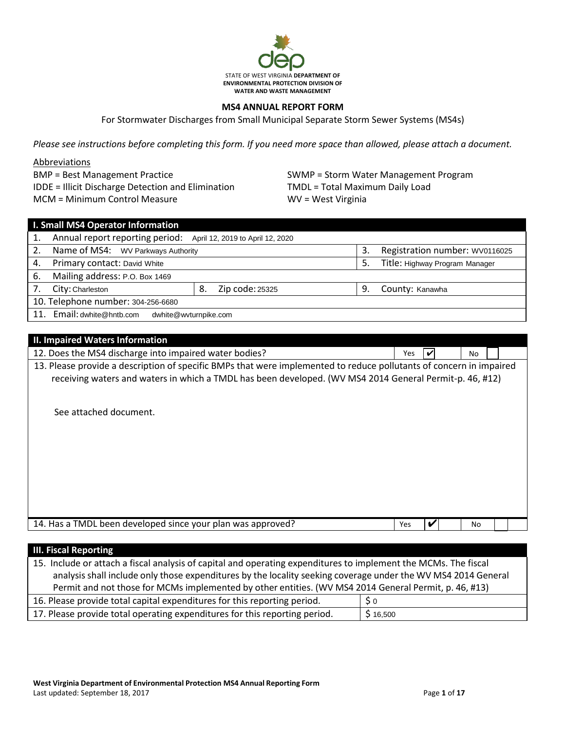STATE OF WEST VIRGINIA **DEPARTMENT OF ENVIRONMENTAL PROTECTION DIVISION OF WATER AND WASTE MANAGEMENT**

## MS4 ANNUAL REPORT FORM

For Stormwater Discharges from Small Municipal Separate Storm Sewer Systems (MS4s)

*Please see instructions before completing this form. If you need more space than allowed, please attach a document.*

Abbreviations

BMP = Best Management Practice
IDDE = Illicit Discharge Detection and Elimination
MCM = Minimum Control Measure
SWMP = Storm Water Management Program
TMDL = Total Maximum Daily Load
WV = West Virginia

| I. Small MS4 Operator Information | | | |
|---|---|---|---|
| 1. Annual report reporting period: April 12, 2019 to April 12, 2020 | | | |
| 2. Name of MS4: WV Parkways Authority | | 3. Registration number: WV0116025 | |
| 4. Primary contact: David White | | 5. Title: Highway Program Manager | |
| 6. Mailing address: P.O. Box 1469 | | | |
| 7. City: Charleston | 8. Zip code: 25325 | 9. County: Kanawha | |
| 10. Telephone number: 304-256-6680 | | | |
| 11. Email: dwhite@hntb.com dwhite@wvturnpike.com | | | |

| II. Impaired Waters Information | | |
|---|---|---|
| 12. Does the MS4 discharge into impaired water bodies? | Yes ✔ | No ☐ |
| 13. Please provide a description of specific BMPs that were implemented to reduce pollutants of concern in impaired receiving waters and waters in which a TMDL has been developed. (WV MS4 2014 General Permit-p. 46, #12)<br><br>See attached document. | | |
| 14. Has a TMDL been developed since your plan was approved? | Yes ✔ | No ☐ |

| III. Fiscal Reporting | |
|---|---|
| 15. Include or attach a fiscal analysis of capital and operating expenditures to implement the MCMs. The fiscal analysis shall include only those expenditures by the locality seeking coverage under the WV MS4 2014 General Permit and not those for MCMs implemented by other entities. (WV MS4 2014 General Permit, p. 46, #13) | |
| 16. Please provide total capital expenditures for this reporting period. | $ 0 |
| 17. Please provide total operating expenditures for this reporting period. | $ 16,500 |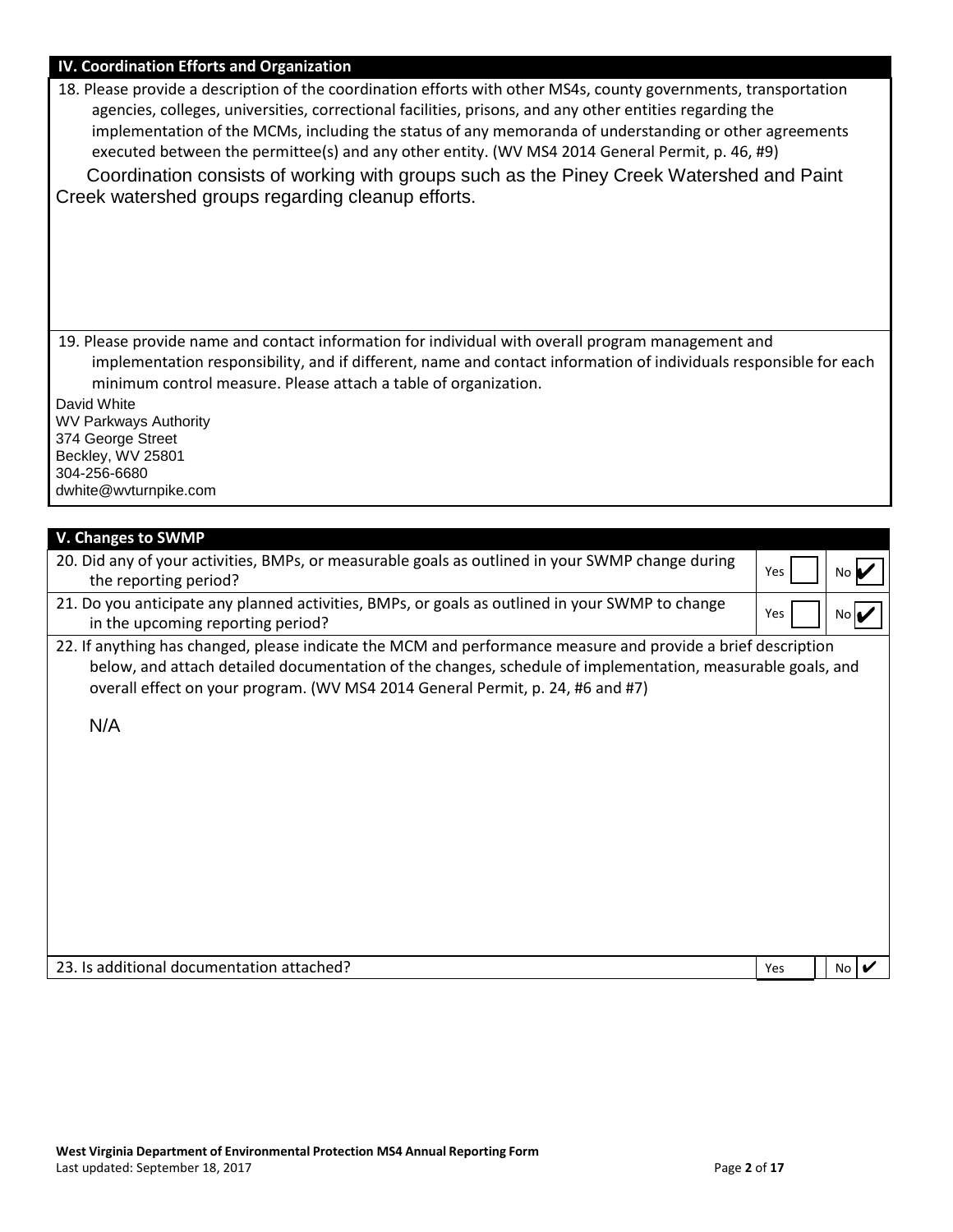## IV. Coordination Efforts and Organization

18. Please provide a description of the coordination efforts with other MS4s, county governments, transportation agencies, colleges, universities, correctional facilities, prisons, and any other entities regarding the implementation of the MCMs, including the status of any memoranda of understanding or other agreements executed between the permittee(s) and any other entity. (WV MS4 2014 General Permit, p. 46, #9)

Coordination consists of working with groups such as the Piney Creek Watershed and Paint Creek watershed groups regarding cleanup efforts.

19. Please provide name and contact information for individual with overall program management and implementation responsibility, and if different, name and contact information of individuals responsible for each minimum control measure. Please attach a table of organization.

David White
WV Parkways Authority
374 George Street
Beckley, WV 25801
304-256-6680
dwhite@wvturnpike.com

## V. Changes to SWMP

| Question | Yes | No |
|---|---|---|
| 20. Did any of your activities, BMPs, or measurable goals as outlined in your SWMP change during the reporting period? | | ✔ |
| 21. Do you anticipate any planned activities, BMPs, or goals as outlined in your SWMP to change in the upcoming reporting period? | | ✔ |

22. If anything has changed, please indicate the MCM and performance measure and provide a brief description below, and attach detailed documentation of the changes, schedule of implementation, measurable goals, and overall effect on your program. (WV MS4 2014 General Permit, p. 24, #6 and #7)

N/A

| Question | Yes | No |
|---|---|---|
| 23. Is additional documentation attached? | | ✔ |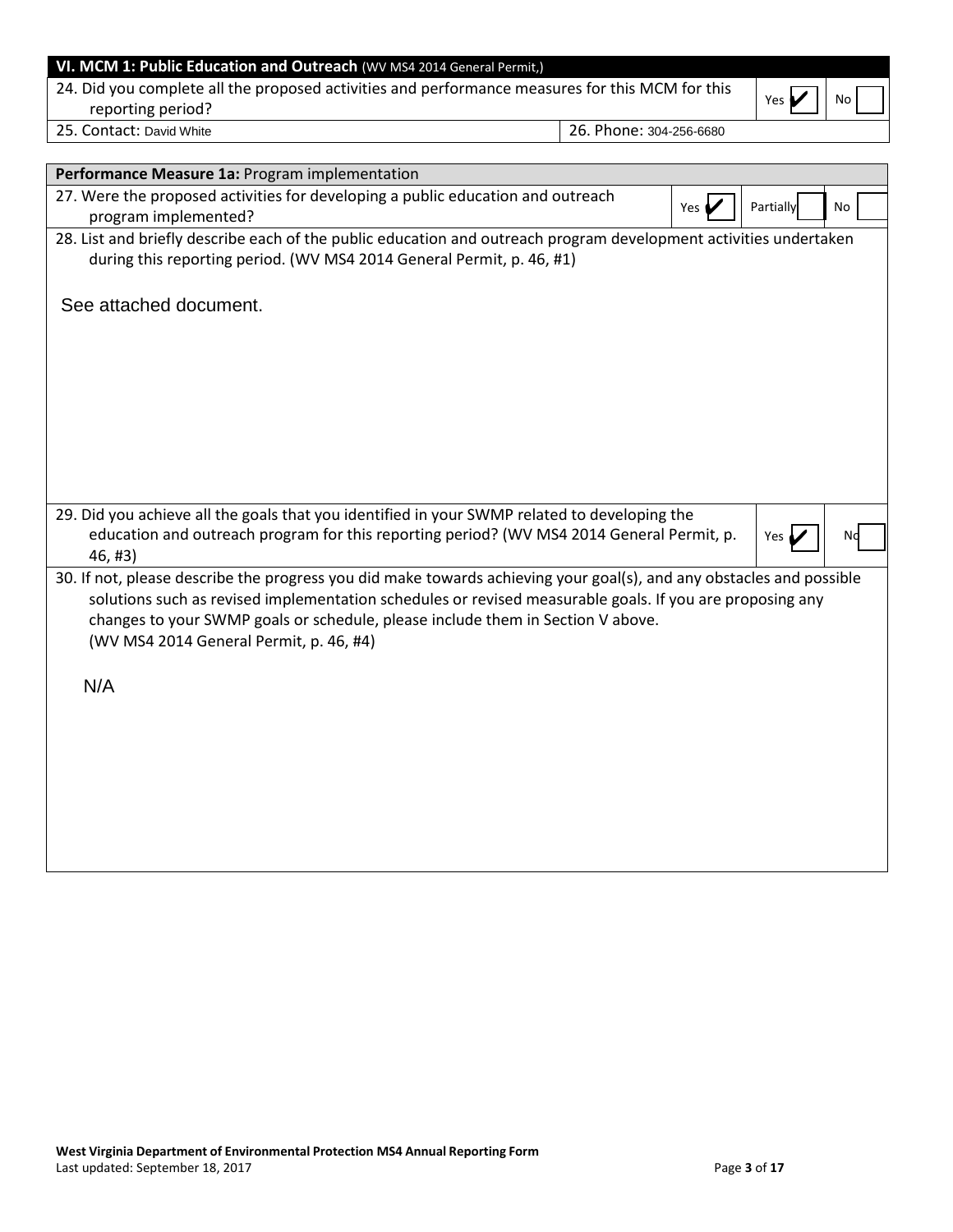## VI. MCM 1: Public Education and Outreach (WV MS4 2014 General Permit,)

| | | |
|---|---|---|
| 24. Did you complete all the proposed activities and performance measures for this MCM for this reporting period? | Yes ✔ | No ☐ |
| 25. Contact: David White | 26. Phone: 304-256-6680 | |

### Performance Measure 1a: Program implementation

| | | | |
|---|---|---|---|
| 27. Were the proposed activities for developing a public education and outreach program implemented? | Yes ✔ | Partially ☐ | No ☐ |

28. List and briefly describe each of the public education and outreach program development activities undertaken during this reporting period. (WV MS4 2014 General Permit, p. 46, #1)

See attached document.

| | | |
|---|---|---|
| 29. Did you achieve all the goals that you identified in your SWMP related to developing the education and outreach program for this reporting period? (WV MS4 2014 General Permit, p. 46, #3) | Yes ✔ | No ☐ |

30. If not, please describe the progress you did make towards achieving your goal(s), and any obstacles and possible solutions such as revised implementation schedules or revised measurable goals. If you are proposing any changes to your SWMP goals or schedule, please include them in Section V above. (WV MS4 2014 General Permit, p. 46, #4)

N/A

**West Virginia Department of Environmental Protection MS4 Annual Reporting Form**
Last updated: September 18, 2017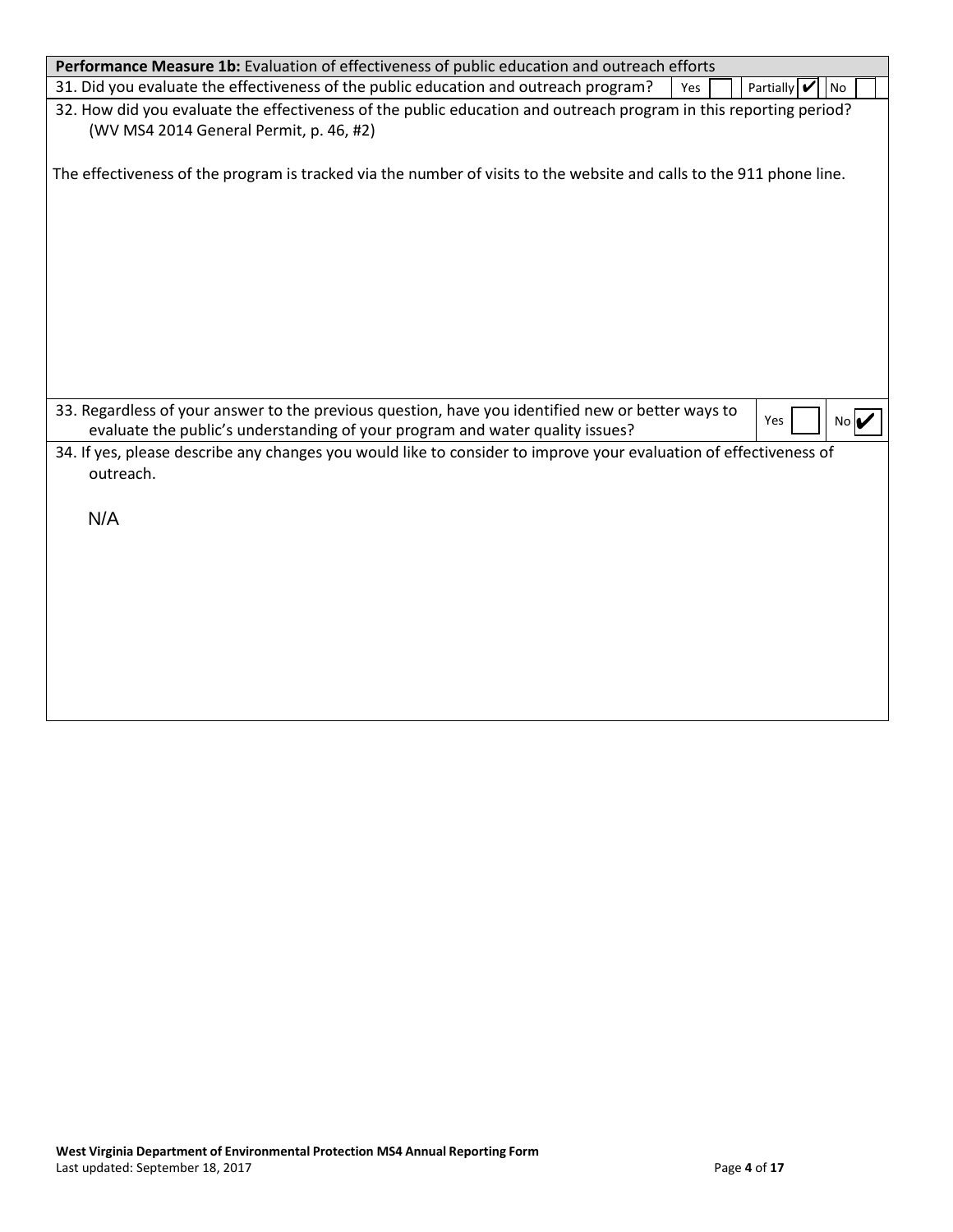**Performance Measure 1b:** Evaluation of effectiveness of public education and outreach efforts

31. Did you evaluate the effectiveness of the public education and outreach program? Yes [ ] Partially [✔] No [ ]

32. How did you evaluate the effectiveness of the public education and outreach program in this reporting period? (WV MS4 2014 General Permit, p. 46, #2)

The effectiveness of the program is tracked via the number of visits to the website and calls to the 911 phone line.

33. Regardless of your answer to the previous question, have you identified new or better ways to evaluate the public's understanding of your program and water quality issues? Yes [ ] No [✔]

34. If yes, please describe any changes you would like to consider to improve your evaluation of effectiveness of outreach.

N/A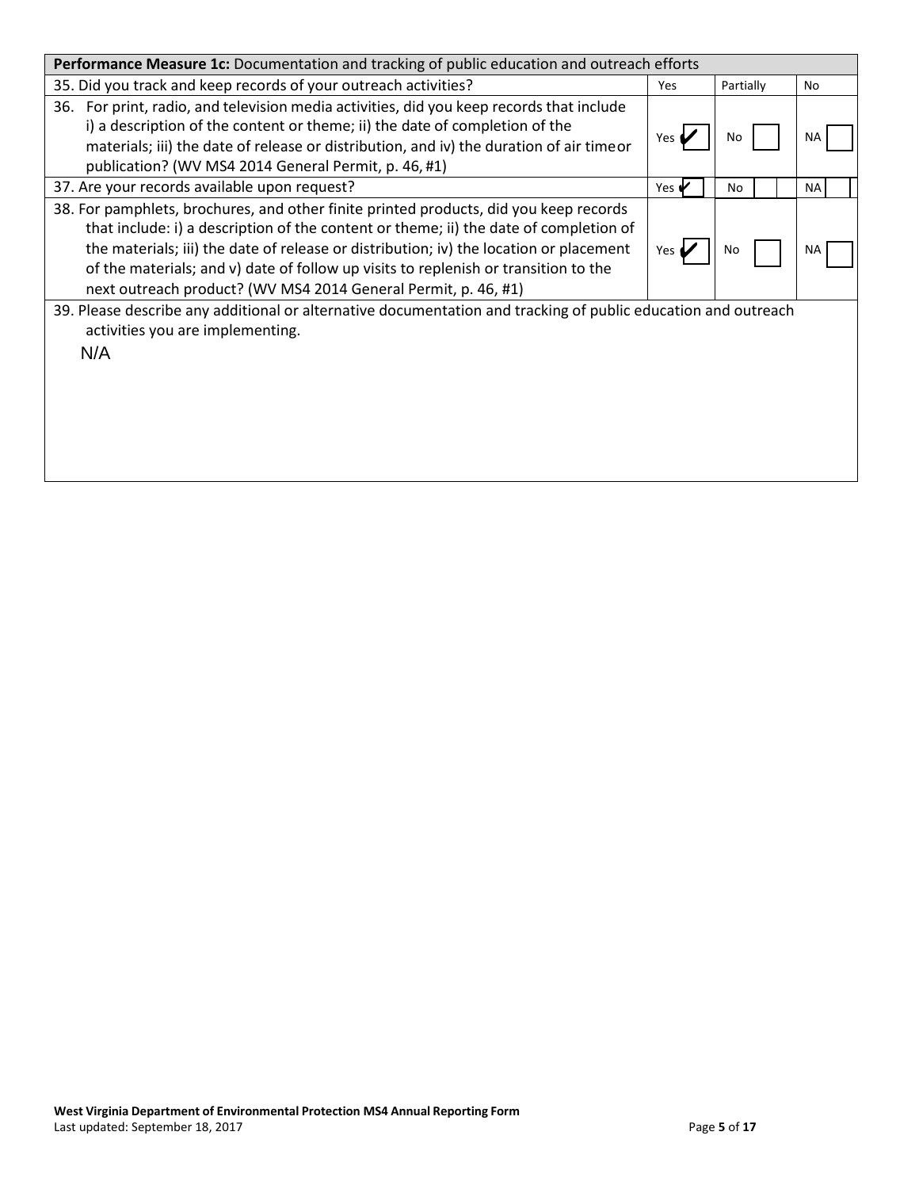| **Performance Measure 1c:** Documentation and tracking of public education and outreach efforts | | | |
|---|---|---|---|
| 35. Did you track and keep records of your outreach activities? | Yes | Partially | No |
| 36. For print, radio, and television media activities, did you keep records that include i) a description of the content or theme; ii) the date of completion of the materials; iii) the date of release or distribution, and iv) the duration of air time or publication? (WV MS4 2014 General Permit, p. 46, #1) | Yes ✔ | No ☐ | NA ☐ |
| 37. Are your records available upon request? | Yes ✔ | No ☐ | NA ☐ |
| 38. For pamphlets, brochures, and other finite printed products, did you keep records that include: i) a description of the content or theme; ii) the date of completion of the materials; iii) the date of release or distribution; iv) the location or placement of the materials; and v) date of follow up visits to replenish or transition to the next outreach product? (WV MS4 2014 General Permit, p. 46, #1) | Yes ✔ | No ☐ | NA ☐ |
| 39. Please describe any additional or alternative documentation and tracking of public education and outreach activities you are implementing.<br><br>N/A | | | |

**West Virginia Department of Environmental Protection MS4 Annual Reporting Form**
Last updated: September 18, 2017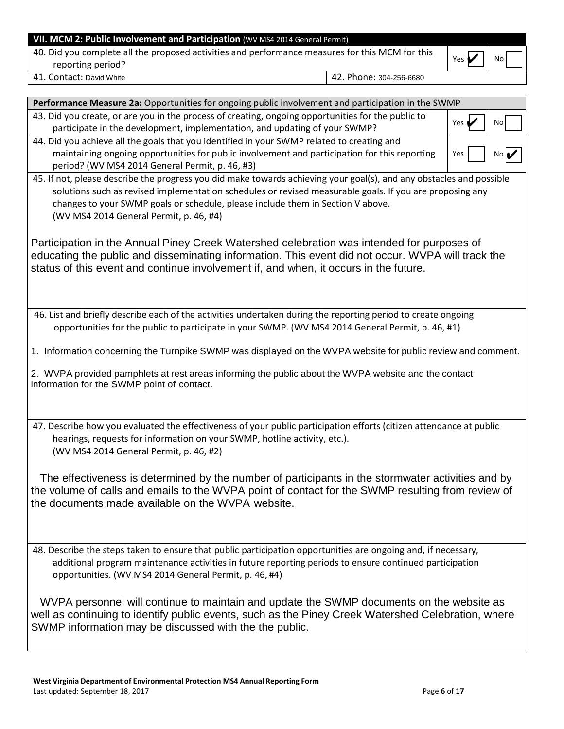## VII. MCM 2: Public Involvement and Participation (WV MS4 2014 General Permit)

| | | |
|---|---|---|
| 40. Did you complete all the proposed activities and performance measures for this MCM for this reporting period? | Yes ✔ | No ☐ |
| 41. Contact: David White | 42. Phone: 304-256-6680 | |

### Performance Measure 2a: Opportunities for ongoing public involvement and participation in the SWMP

| | | |
|---|---|---|
| 43. Did you create, or are you in the process of creating, ongoing opportunities for the public to participate in the development, implementation, and updating of your SWMP? | Yes ✔ | No ☐ |
| 44. Did you achieve all the goals that you identified in your SWMP related to creating and maintaining ongoing opportunities for public involvement and participation for this reporting period? (WV MS4 2014 General Permit, p. 46, #3) | Yes ☐ | No ✔ |

45. If not, please describe the progress you did make towards achieving your goal(s), and any obstacles and possible solutions such as revised implementation schedules or revised measurable goals. If you are proposing any changes to your SWMP goals or schedule, please include them in Section V above. (WV MS4 2014 General Permit, p. 46, #4)

Participation in the Annual Piney Creek Watershed celebration was intended for purposes of educating the public and disseminating information. This event did not occur. WVPA will track the status of this event and continue involvement if, and when, it occurs in the future.

46. List and briefly describe each of the activities undertaken during the reporting period to create ongoing opportunities for the public to participate in your SWMP. (WV MS4 2014 General Permit, p. 46, #1)

1. Information concerning the Turnpike SWMP was displayed on the WVPA website for public review and comment.

2. WVPA provided pamphlets at rest areas informing the public about the WVPA website and the contact information for the SWMP point of contact.

47. Describe how you evaluated the effectiveness of your public participation efforts (citizen attendance at public hearings, requests for information on your SWMP, hotline activity, etc.). (WV MS4 2014 General Permit, p. 46, #2)

The effectiveness is determined by the number of participants in the stormwater activities and by the volume of calls and emails to the WVPA point of contact for the SWMP resulting from review of the documents made available on the WVPA website.

48. Describe the steps taken to ensure that public participation opportunities are ongoing and, if necessary, additional program maintenance activities in future reporting periods to ensure continued participation opportunities. (WV MS4 2014 General Permit, p. 46, #4)

WVPA personnel will continue to maintain and update the SWMP documents on the website as well as continuing to identify public events, such as the Piney Creek Watershed Celebration, where SWMP information may be discussed with the the public.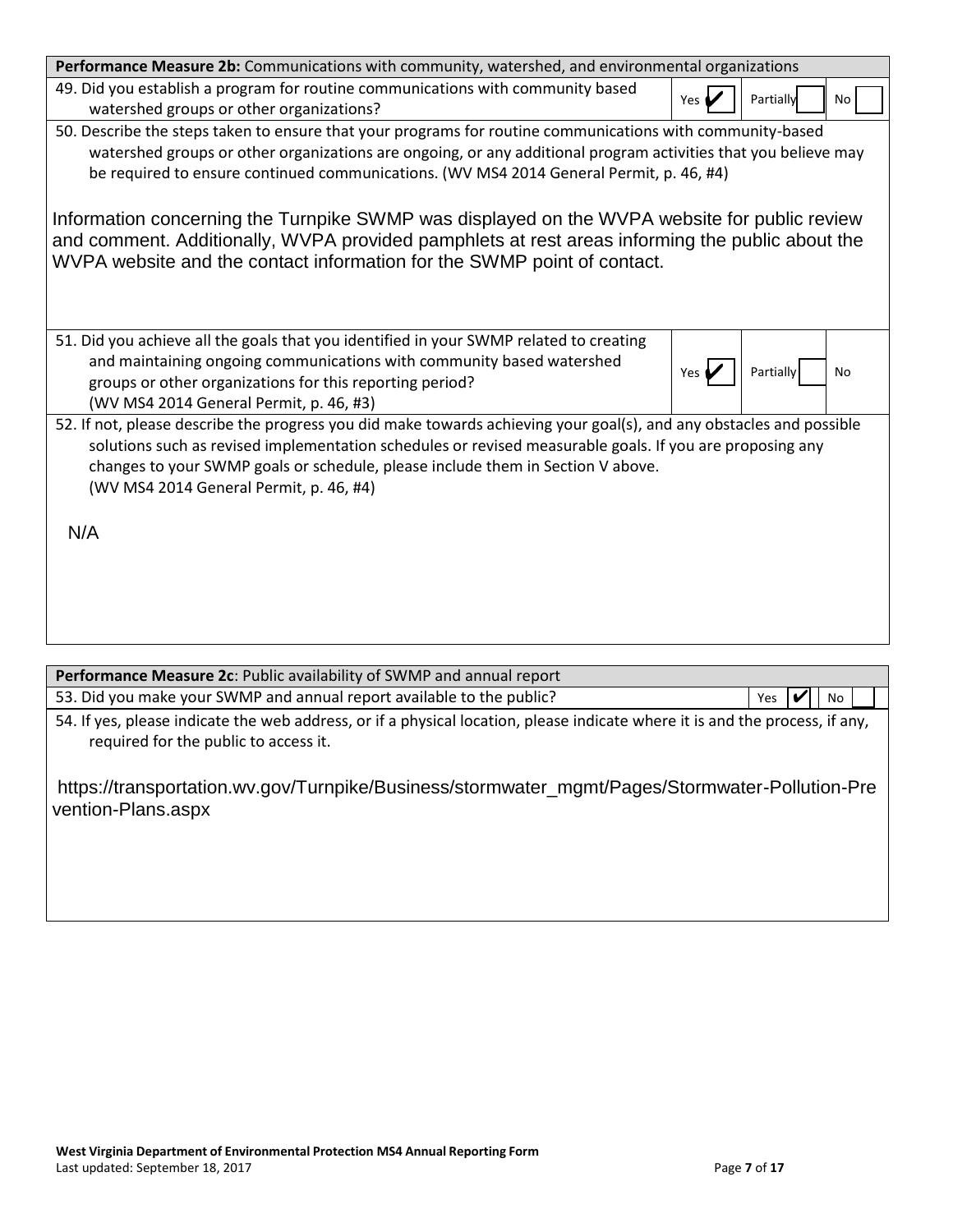**Performance Measure 2b:** Communications with community, watershed, and environmental organizations

| Question | Yes | Partially | No |
|---|---|---|---|
| 49. Did you establish a program for routine communications with community based watershed groups or other organizations? | ✔ | | |

50. Describe the steps taken to ensure that your programs for routine communications with community-based watershed groups or other organizations are ongoing, or any additional program activities that you believe may be required to ensure continued communications. (WV MS4 2014 General Permit, p. 46, #4)

Information concerning the Turnpike SWMP was displayed on the WVPA website for public review and comment. Additionally, WVPA provided pamphlets at rest areas informing the public about the WVPA website and the contact information for the SWMP point of contact.

| Question | Yes | Partially | No |
|---|---|---|---|
| 51. Did you achieve all the goals that you identified in your SWMP related to creating and maintaining ongoing communications with community based watershed groups or other organizations for this reporting period? (WV MS4 2014 General Permit, p. 46, #3) | ✔ | | |

52. If not, please describe the progress you did make towards achieving your goal(s), and any obstacles and possible solutions such as revised implementation schedules or revised measurable goals. If you are proposing any changes to your SWMP goals or schedule, please include them in Section V above. (WV MS4 2014 General Permit, p. 46, #4)

N/A

**Performance Measure 2c**: Public availability of SWMP and annual report

| Question | Yes | No |
|---|---|---|
| 53. Did you make your SWMP and annual report available to the public? | ✔ | |

54. If yes, please indicate the web address, or if a physical location, please indicate where it is and the process, if any, required for the public to access it.

https://transportation.wv.gov/Turnpike/Business/stormwater_mgmt/Pages/Stormwater-Pollution-Prevention-Plans.aspx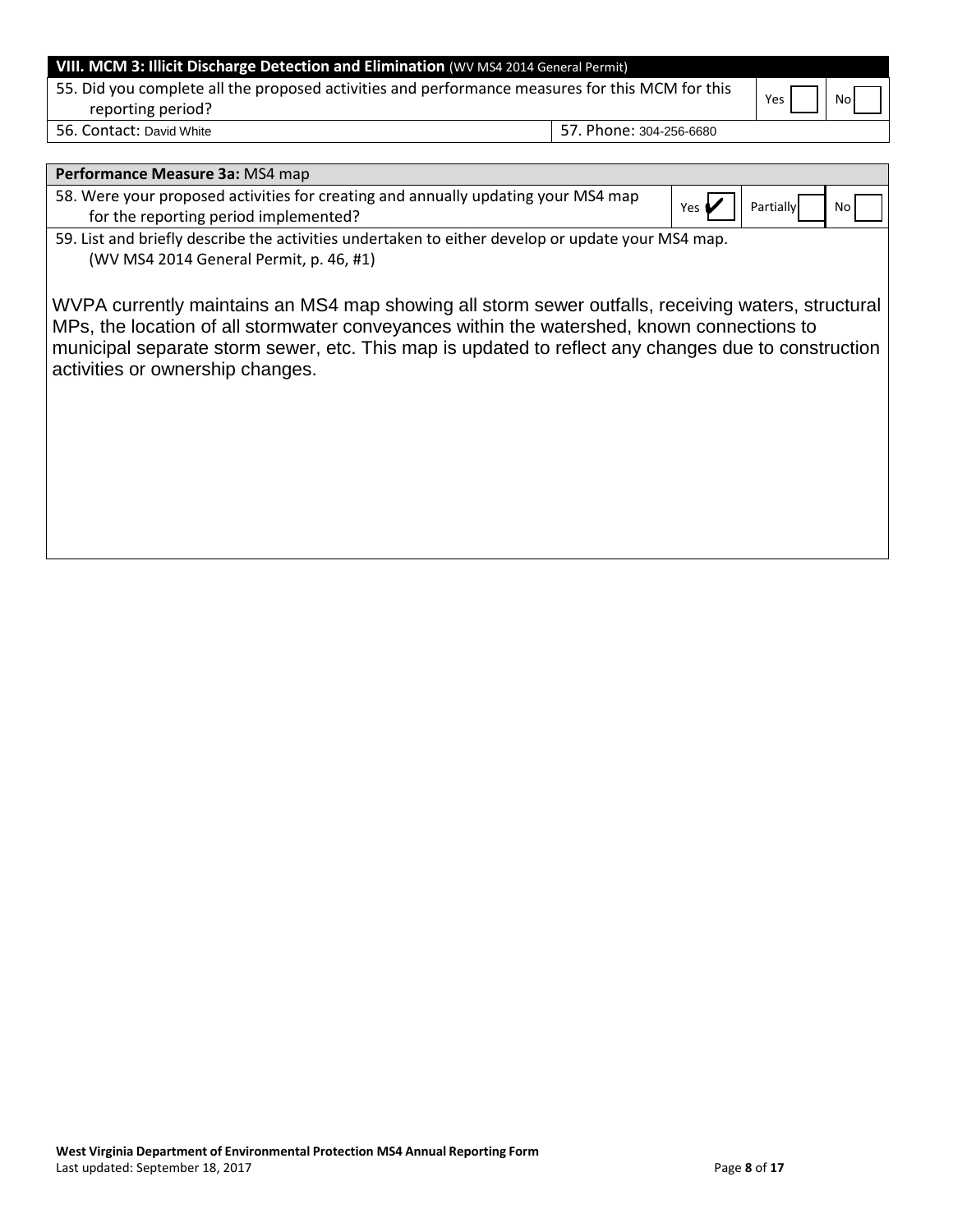## VIII. MCM 3: Illicit Discharge Detection and Elimination (WV MS4 2014 General Permit)

| 55. Did you complete all the proposed activities and performance measures for this MCM for this reporting period? | Yes ☐ No ☐ |
| --- | --- |
| 56. Contact: David White | 57. Phone: 304-256-6680 |

**Performance Measure 3a:** MS4 map

58. Were your proposed activities for creating and annually updating your MS4 map for the reporting period implemented? Yes ☑ Partially ☐ No ☐

59. List and briefly describe the activities undertaken to either develop or update your MS4 map. (WV MS4 2014 General Permit, p. 46, #1)

WVPA currently maintains an MS4 map showing all storm sewer outfalls, receiving waters, structural MPs, the location of all stormwater conveyances within the watershed, known connections to municipal separate storm sewer, etc. This map is updated to reflect any changes due to construction activities or ownership changes.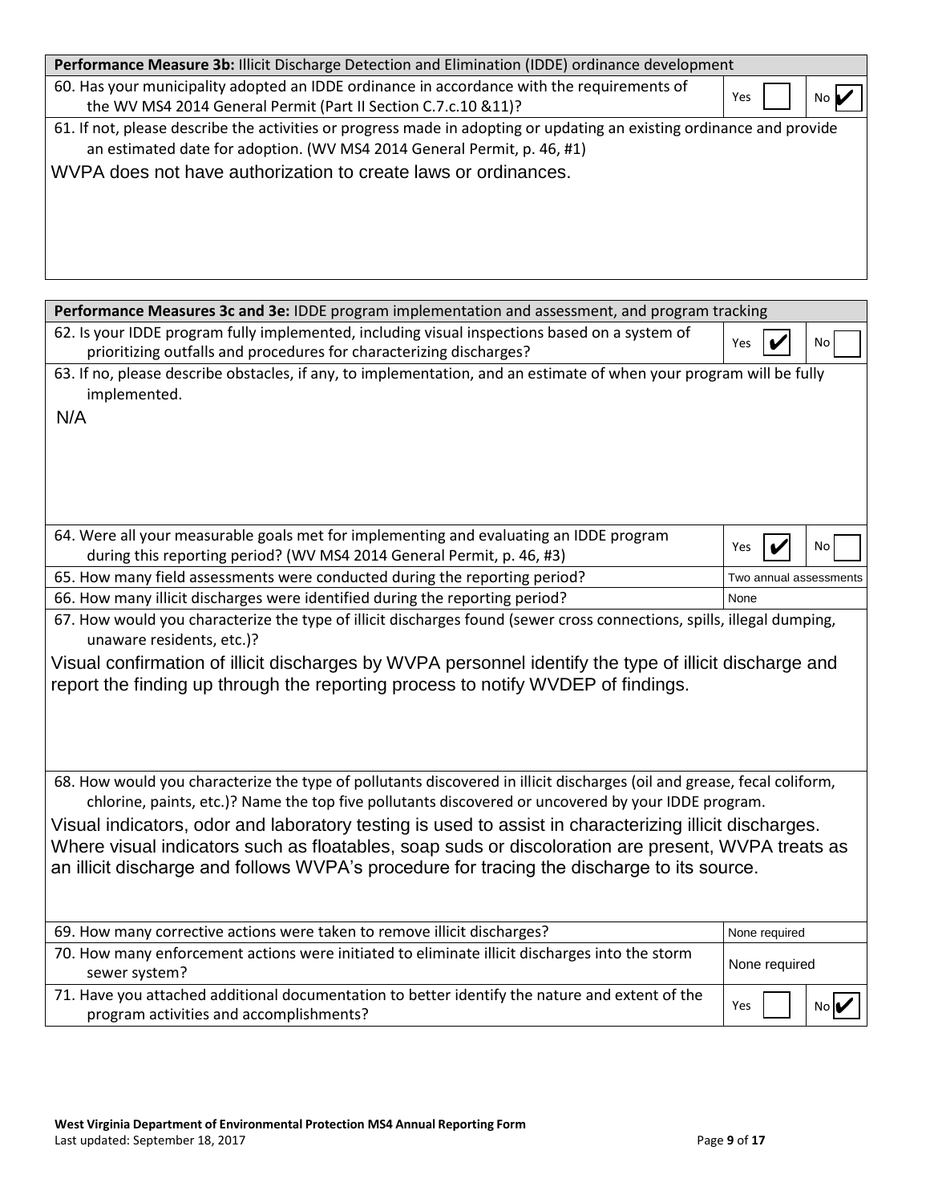| **Performance Measure 3b:** Illicit Discharge Detection and Elimination (IDDE) ordinance development | |
|---|---|
| 60. Has your municipality adopted an IDDE ordinance in accordance with the requirements of the WV MS4 2014 General Permit (Part II Section C.7.c.10 &11)? | Yes ☐ No ☑ |
| 61. If not, please describe the activities or progress made in adopting or updating an existing ordinance and provide an estimated date for adoption. (WV MS4 2014 General Permit, p. 46, #1)<br>WVPA does not have authorization to create laws or ordinances. | |

| **Performance Measures 3c and 3e:** IDDE program implementation and assessment, and program tracking | |
|---|---|
| 62. Is your IDDE program fully implemented, including visual inspections based on a system of prioritizing outfalls and procedures for characterizing discharges? | Yes ☑ No ☐ |
| 63. If no, please describe obstacles, if any, to implementation, and an estimate of when your program will be fully implemented.<br>N/A | |
| 64. Were all your measurable goals met for implementing and evaluating an IDDE program during this reporting period? (WV MS4 2014 General Permit, p. 46, #3) | Yes ☑ No ☐ |
| 65. How many field assessments were conducted during the reporting period? | Two annual assessments |
| 66. How many illicit discharges were identified during the reporting period? | None |
| 67. How would you characterize the type of illicit discharges found (sewer cross connections, spills, illegal dumping, unaware residents, etc.)?<br>Visual confirmation of illicit discharges by WVPA personnel identify the type of illicit discharge and report the finding up through the reporting process to notify WVDEP of findings. | |
| 68. How would you characterize the type of pollutants discovered in illicit discharges (oil and grease, fecal coliform, chlorine, paints, etc.)? Name the top five pollutants discovered or uncovered by your IDDE program.<br>Visual indicators, odor and laboratory testing is used to assist in characterizing illicit discharges. Where visual indicators such as floatables, soap suds or discoloration are present, WVPA treats as an illicit discharge and follows WVPA's procedure for tracing the discharge to its source. | |
| 69. How many corrective actions were taken to remove illicit discharges? | None required |
| 70. How many enforcement actions were initiated to eliminate illicit discharges into the storm sewer system? | None required |
| 71. Have you attached additional documentation to better identify the nature and extent of the program activities and accomplishments? | Yes ☐ No ☑ |

**West Virginia Department of Environmental Protection MS4 Annual Reporting Form**
Last updated: September 18, 2017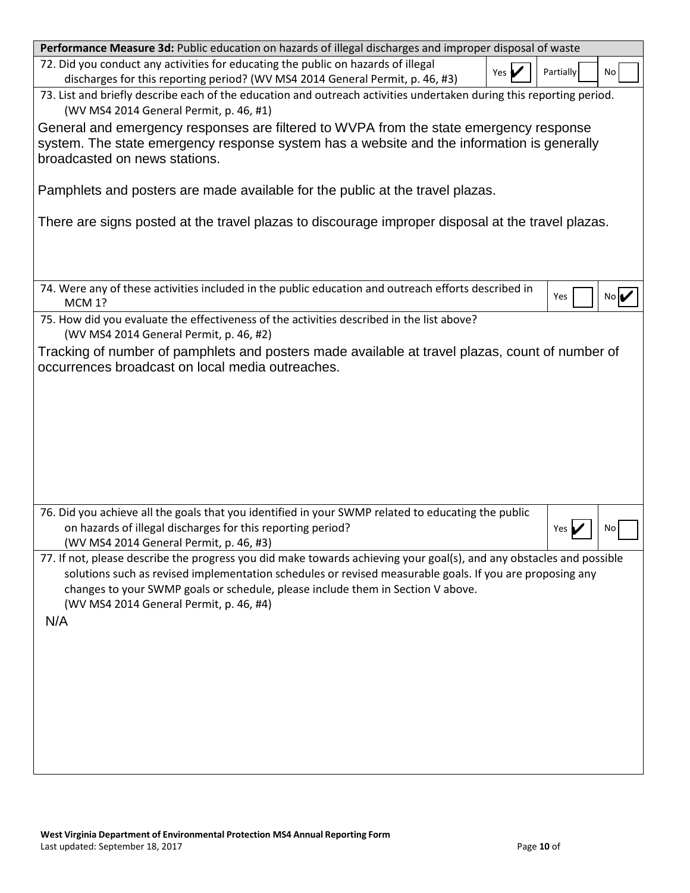**Performance Measure 3d:** Public education on hazards of illegal discharges and improper disposal of waste

72. Did you conduct any activities for educating the public on hazards of illegal discharges for this reporting period? (WV MS4 2014 General Permit, p. 46, #3)

Yes ☑ Partially ☐ No ☐

73. List and briefly describe each of the education and outreach activities undertaken during this reporting period. (WV MS4 2014 General Permit, p. 46, #1)

General and emergency responses are filtered to WVPA from the state emergency response system. The state emergency response system has a website and the information is generally broadcasted on news stations.

Pamphlets and posters are made available for the public at the travel plazas.

There are signs posted at the travel plazas to discourage improper disposal at the travel plazas.

74. Were any of these activities included in the public education and outreach efforts described in MCM 1?

Yes ☐ No ☑

75. How did you evaluate the effectiveness of the activities described in the list above? (WV MS4 2014 General Permit, p. 46, #2)

Tracking of number of pamphlets and posters made available at travel plazas, count of number of occurrences broadcast on local media outreaches.

76. Did you achieve all the goals that you identified in your SWMP related to educating the public on hazards of illegal discharges for this reporting period? (WV MS4 2014 General Permit, p. 46, #3)

Yes ☑ No ☐

77. If not, please describe the progress you did make towards achieving your goal(s), and any obstacles and possible solutions such as revised implementation schedules or revised measurable goals. If you are proposing any changes to your SWMP goals or schedule, please include them in Section V above. (WV MS4 2014 General Permit, p. 46, #4)

N/A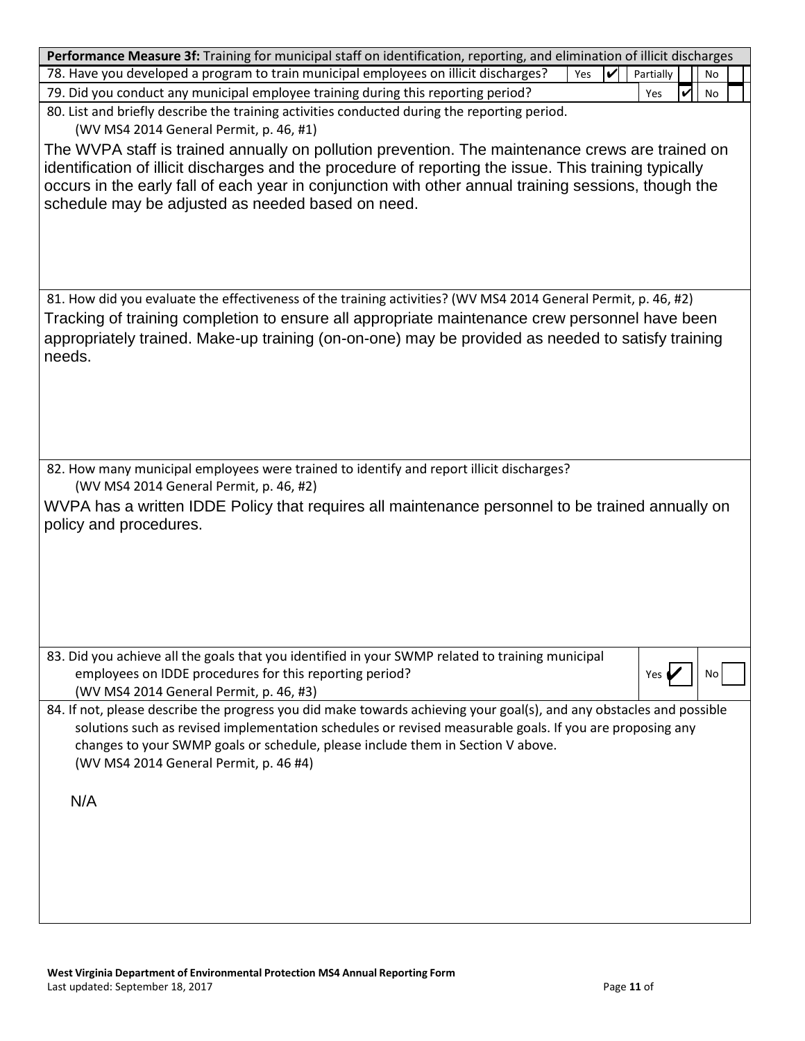**Performance Measure 3f:** Training for municipal staff on identification, reporting, and elimination of illicit discharges

| Question | Yes | Partially | No |
|---|---|---|---|
| 78. Have you developed a program to train municipal employees on illicit discharges? | ✔ | | |
| 79. Did you conduct any municipal employee training during this reporting period? | ✔ | | |

80. List and briefly describe the training activities conducted during the reporting period. (WV MS4 2014 General Permit, p. 46, #1)

The WVPA staff is trained annually on pollution prevention. The maintenance crews are trained on identification of illicit discharges and the procedure of reporting the issue. This training typically occurs in the early fall of each year in conjunction with other annual training sessions, though the schedule may be adjusted as needed based on need.

81. How did you evaluate the effectiveness of the training activities? (WV MS4 2014 General Permit, p. 46, #2)

Tracking of training completion to ensure all appropriate maintenance crew personnel have been appropriately trained. Make-up training (on-on-one) may be provided as needed to satisfy training needs.

82. How many municipal employees were trained to identify and report illicit discharges? (WV MS4 2014 General Permit, p. 46, #2)

WVPA has a written IDDE Policy that requires all maintenance personnel to be trained annually on policy and procedures.

| Question | Yes | No |
|---|---|---|
| 83. Did you achieve all the goals that you identified in your SWMP related to training municipal employees on IDDE procedures for this reporting period? (WV MS4 2014 General Permit, p. 46, #3) | ✔ | |

84. If not, please describe the progress you did make towards achieving your goal(s), and any obstacles and possible solutions such as revised implementation schedules or revised measurable goals. If you are proposing any changes to your SWMP goals or schedule, please include them in Section V above. (WV MS4 2014 General Permit, p. 46 #4)

N/A

**West Virginia Department of Environmental Protection MS4 Annual Reporting Form**
Last updated: September 18, 2017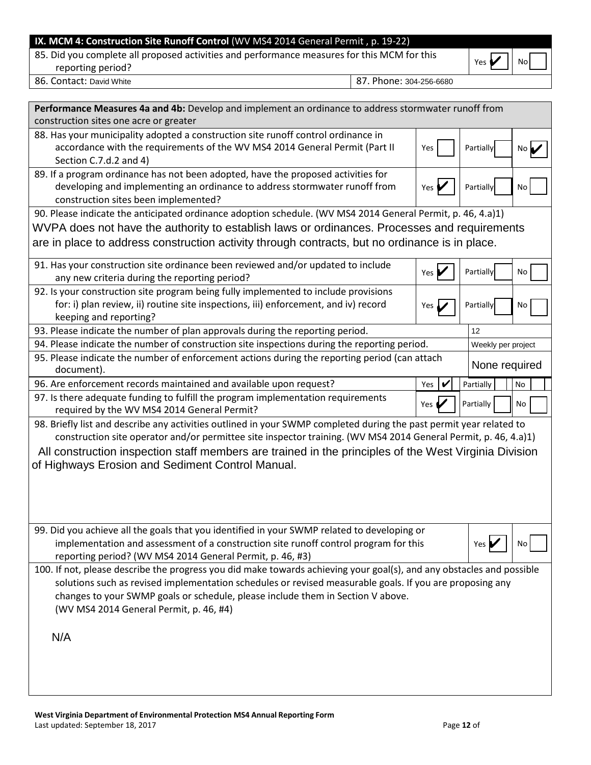## IX. MCM 4: Construction Site Runoff Control (WV MS4 2014 General Permit , p. 19-22)

| | | | |
|---|---|---|---|
| 85. Did you complete all proposed activities and performance measures for this MCM for this reporting period? | | Yes ✔ | No |
| 86. Contact: David White | 87. Phone: 304-256-6680 | | |

**Performance Measures 4a and 4b:** Develop and implement an ordinance to address stormwater runoff from construction sites one acre or greater

| | | | |
|---|---|---|---|
| 88. Has your municipality adopted a construction site runoff control ordinance in accordance with the requirements of the WV MS4 2014 General Permit (Part II Section C.7.d.2 and 4) | Yes | Partially | No ✔ |
| 89. If a program ordinance has not been adopted, have the proposed activities for developing and implementing an ordinance to address stormwater runoff from construction sites been implemented? | Yes ✔ | Partially | No |

90. Please indicate the anticipated ordinance adoption schedule. (WV MS4 2014 General Permit, p. 46, 4.a)1)

WVPA does not have the authority to establish laws or ordinances. Processes and requirements are in place to address construction activity through contracts, but no ordinance is in place.

| | | | |
|---|---|---|---|
| 91. Has your construction site ordinance been reviewed and/or updated to include any new criteria during the reporting period? | Yes ✔ | Partially | No |
| 92. Is your construction site program being fully implemented to include provisions for: i) plan review, ii) routine site inspections, iii) enforcement, and iv) record keeping and reporting? | Yes ✔ | Partially | No |
| 93. Please indicate the number of plan approvals during the reporting period. | 12 | | |
| 94. Please indicate the number of construction site inspections during the reporting period. | Weekly per project | | |
| 95. Please indicate the number of enforcement actions during the reporting period (can attach document). | None required | | |
| 96. Are enforcement records maintained and available upon request? | Yes ✔ | Partially | No |
| 97. Is there adequate funding to fulfill the program implementation requirements required by the WV MS4 2014 General Permit? | Yes ✔ | Partially | No |

98. Briefly list and describe any activities outlined in your SWMP completed during the past permit year related to construction site operator and/or permittee site inspector training. (WV MS4 2014 General Permit, p. 46, 4.a)1)

All construction inspection staff members are trained in the principles of the West Virginia Division of Highways Erosion and Sediment Control Manual.

| | | |
|---|---|---|
| 99. Did you achieve all the goals that you identified in your SWMP related to developing or implementation and assessment of a construction site runoff control program for this reporting period? (WV MS4 2014 General Permit, p. 46, #3) | Yes ✔ | No |

100. If not, please describe the progress you did make towards achieving your goal(s), and any obstacles and possible solutions such as revised implementation schedules or revised measurable goals. If you are proposing any changes to your SWMP goals or schedule, please include them in Section V above. (WV MS4 2014 General Permit, p. 46, #4)

N/A

**West Virginia Department of Environmental Protection MS4 Annual Reporting Form**
Last updated: September 18, 2017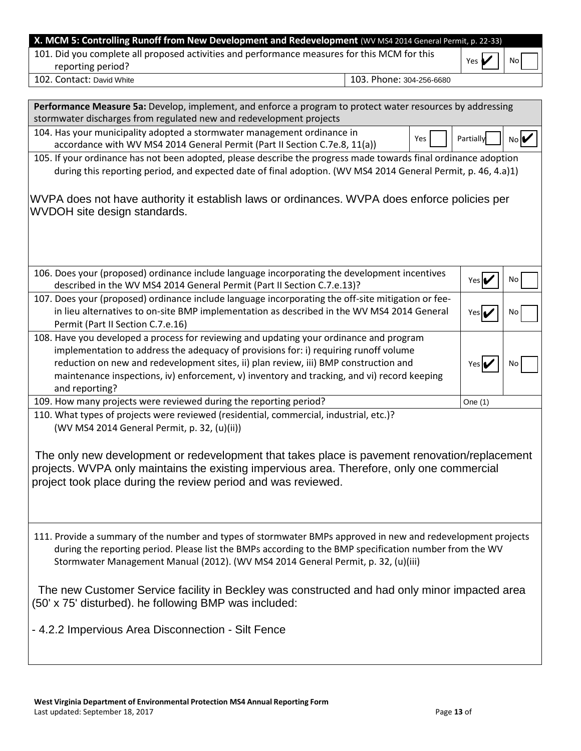## X. MCM 5: Controlling Runoff from New Development and Redevelopment (WV MS4 2014 General Permit, p. 22-33)

| | |
|---|---|
| 101. Did you complete all proposed activities and performance measures for this MCM for this reporting period? | Yes ✔ No ☐ |
| 102. Contact: David White | 103. Phone: 304-256-6680 |

**Performance Measure 5a:** Develop, implement, and enforce a program to protect water resources by addressing stormwater discharges from regulated new and redevelopment projects

104. Has your municipality adopted a stormwater management ordinance in accordance with WV MS4 2014 General Permit (Part II Section C.7e.8, 11(a)) — Yes ☐ Partially ☐ No ✔

105. If your ordinance has not been adopted, please describe the progress made towards final ordinance adoption during this reporting period, and expected date of final adoption. (WV MS4 2014 General Permit, p. 46, 4.a)1)

WVPA does not have authority it establish laws or ordinances. WVPA does enforce policies per WVDOH site design standards.

106. Does your (proposed) ordinance include language incorporating the development incentives described in the WV MS4 2014 General Permit (Part II Section C.7.e.13)? — Yes ✔ No ☐

107. Does your (proposed) ordinance include language incorporating the off-site mitigation or fee-in lieu alternatives to on-site BMP implementation as described in the WV MS4 2014 General Permit (Part II Section C.7.e.16) — Yes ✔ No ☐

108. Have you developed a process for reviewing and updating your ordinance and program implementation to address the adequacy of provisions for: i) requiring runoff volume reduction on new and redevelopment sites, ii) plan review, iii) BMP construction and maintenance inspections, iv) enforcement, v) inventory and tracking, and vi) record keeping and reporting? — Yes ✔ No ☐

109. How many projects were reviewed during the reporting period? — One (1)

110. What types of projects were reviewed (residential, commercial, industrial, etc.)? (WV MS4 2014 General Permit, p. 32, (u)(ii))

The only new development or redevelopment that takes place is pavement renovation/replacement projects. WVPA only maintains the existing impervious area. Therefore, only one commercial project took place during the review period and was reviewed.

111. Provide a summary of the number and types of stormwater BMPs approved in new and redevelopment projects during the reporting period. Please list the BMPs according to the BMP specification number from the WV Stormwater Management Manual (2012). (WV MS4 2014 General Permit, p. 32, (u)(iii)

The new Customer Service facility in Beckley was constructed and had only minor impacted area (50' x 75' disturbed). he following BMP was included:

- 4.2.2 Impervious Area Disconnection - Silt Fence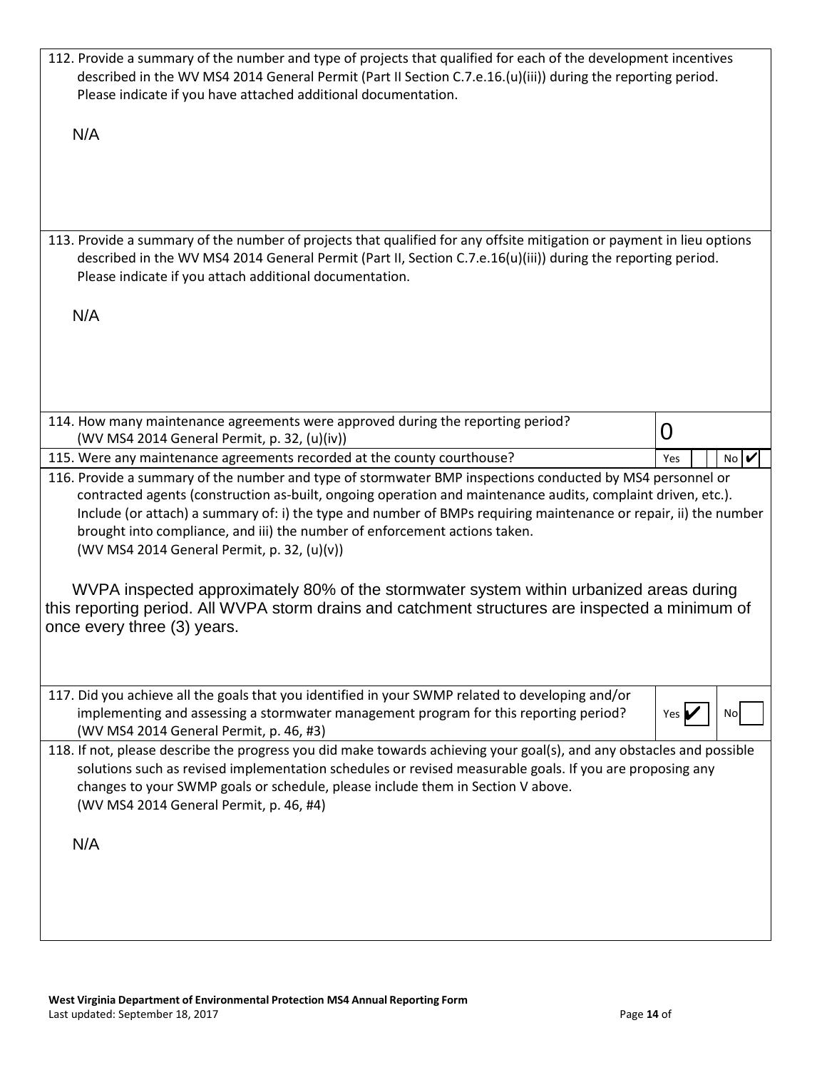112. Provide a summary of the number and type of projects that qualified for each of the development incentives described in the WV MS4 2014 General Permit (Part II Section C.7.e.16.(u)(iii)) during the reporting period. Please indicate if you have attached additional documentation.

N/A

113. Provide a summary of the number of projects that qualified for any offsite mitigation or payment in lieu options described in the WV MS4 2014 General Permit (Part II, Section C.7.e.16(u)(iii)) during the reporting period. Please indicate if you attach additional documentation.

N/A

| | |
|---|---|
| 114. How many maintenance agreements were approved during the reporting period? (WV MS4 2014 General Permit, p. 32, (u)(iv)) | 0 |
| 115. Were any maintenance agreements recorded at the county courthouse? | Yes ☐ No ☑ |

116. Provide a summary of the number and type of stormwater BMP inspections conducted by MS4 personnel or contracted agents (construction as-built, ongoing operation and maintenance audits, complaint driven, etc.). Include (or attach) a summary of: i) the type and number of BMPs requiring maintenance or repair, ii) the number brought into compliance, and iii) the number of enforcement actions taken. (WV MS4 2014 General Permit, p. 32, (u)(v))

WVPA inspected approximately 80% of the stormwater system within urbanized areas during this reporting period. All WVPA storm drains and catchment structures are inspected a minimum of once every three (3) years.

| | |
|---|---|
| 117. Did you achieve all the goals that you identified in your SWMP related to developing and/or implementing and assessing a stormwater management program for this reporting period? (WV MS4 2014 General Permit, p. 46, #3) | Yes ☑ No ☐ |

118. If not, please describe the progress you did make towards achieving your goal(s), and any obstacles and possible solutions such as revised implementation schedules or revised measurable goals. If you are proposing any changes to your SWMP goals or schedule, please include them in Section V above. (WV MS4 2014 General Permit, p. 46, #4)

N/A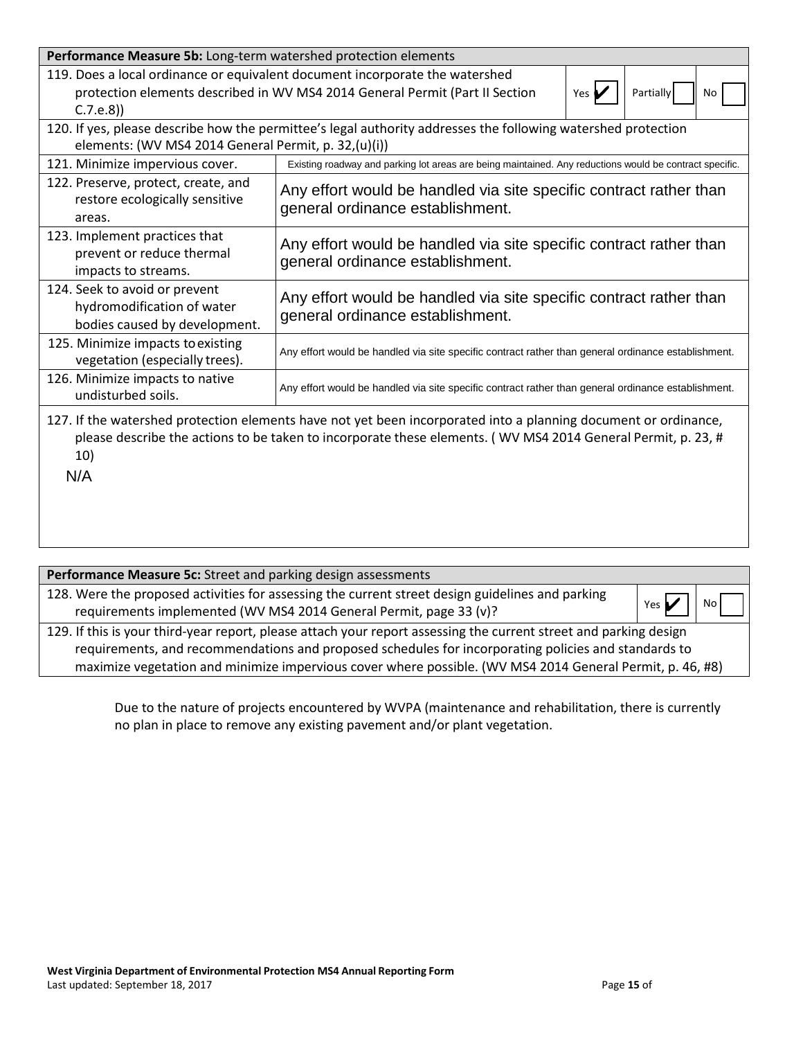| **Performance Measure 5b:** Long-term watershed protection elements | |
|---|---|
| 119. Does a local ordinance or equivalent document incorporate the watershed protection elements described in WV MS4 2014 General Permit (Part II Section C.7.e.8)) | Yes ✔ Partially ☐ No ☐ |
| 120. If yes, please describe how the permittee's legal authority addresses the following watershed protection elements: (WV MS4 2014 General Permit, p. 32,(u)(i)) | |
| 121. Minimize impervious cover. | Existing roadway and parking lot areas are being maintained. Any reductions would be contract specific. |
| 122. Preserve, protect, create, and restore ecologically sensitive areas. | Any effort would be handled via site specific contract rather than general ordinance establishment. |
| 123. Implement practices that prevent or reduce thermal impacts to streams. | Any effort would be handled via site specific contract rather than general ordinance establishment. |
| 124. Seek to avoid or prevent hydromodification of water bodies caused by development. | Any effort would be handled via site specific contract rather than general ordinance establishment. |
| 125. Minimize impacts to existing vegetation (especially trees). | Any effort would be handled via site specific contract rather than general ordinance establishment. |
| 126. Minimize impacts to native undisturbed soils. | Any effort would be handled via site specific contract rather than general ordinance establishment. |
| 127. If the watershed protection elements have not yet been incorporated into a planning document or ordinance, please describe the actions to be taken to incorporate these elements. ( WV MS4 2014 General Permit, p. 23, # 10) N/A | |

| **Performance Measure 5c:** Street and parking design assessments | |
|---|---|
| 128. Were the proposed activities for assessing the current street design guidelines and parking requirements implemented (WV MS4 2014 General Permit, page 33 (v)? | Yes ✔ No ☐ |
| 129. If this is your third-year report, please attach your report assessing the current street and parking design requirements, and recommendations and proposed schedules for incorporating policies and standards to maximize vegetation and minimize impervious cover where possible. (WV MS4 2014 General Permit, p. 46, #8) | |

Due to the nature of projects encountered by WVPA (maintenance and rehabilitation, there is currently no plan in place to remove any existing pavement and/or plant vegetation.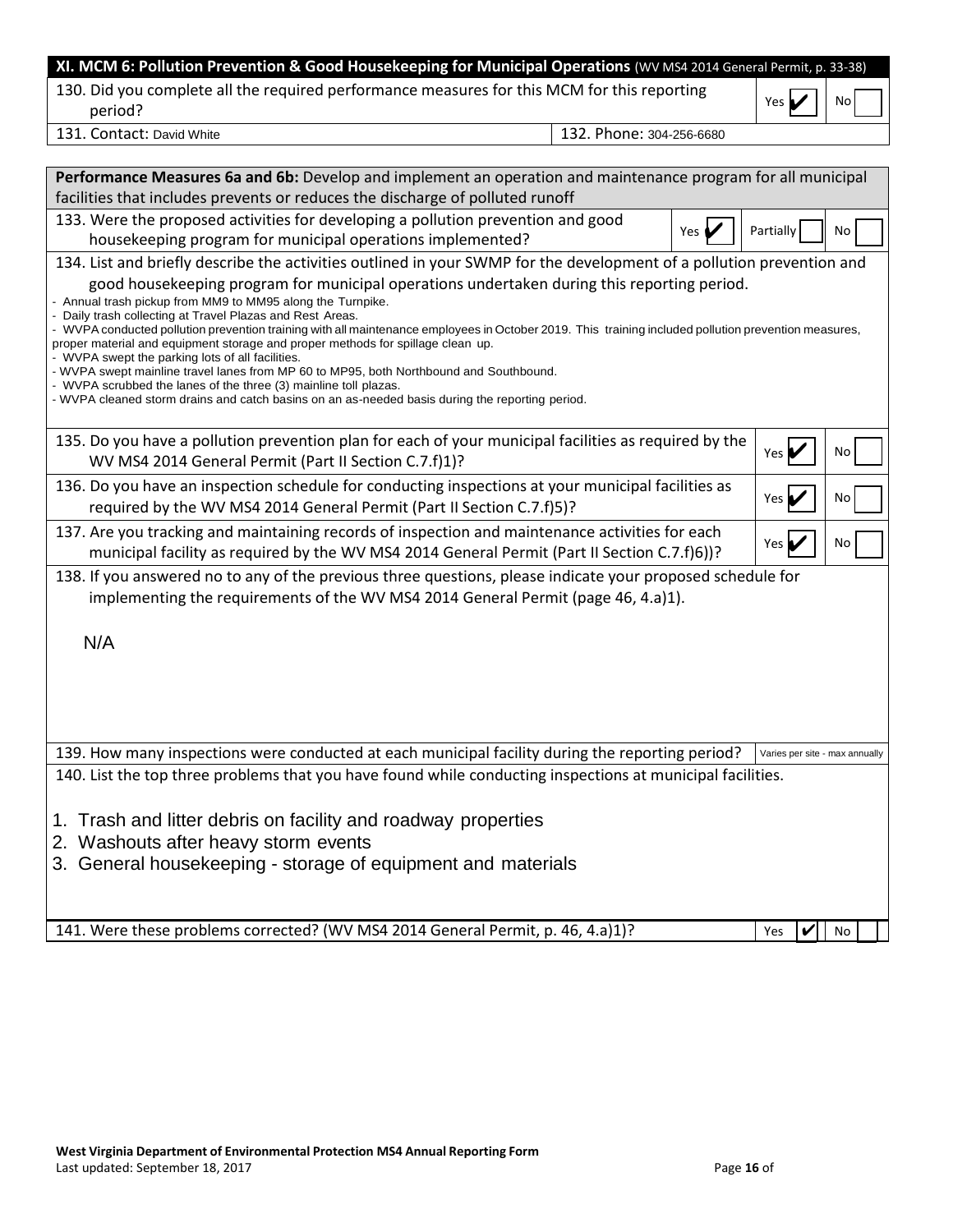## XI. MCM 6: Pollution Prevention & Good Housekeeping for Municipal Operations (WV MS4 2014 General Permit, p. 33-38)

| | | |
|---|---|---|
| 130. Did you complete all the required performance measures for this MCM for this reporting period? | Yes ✔ | No ☐ |
| 131. Contact: David White | 132. Phone: 304-256-6680 | |

**Performance Measures 6a and 6b:** Develop and implement an operation and maintenance program for all municipal facilities that includes prevents or reduces the discharge of polluted runoff

133. Were the proposed activities for developing a pollution prevention and good housekeeping program for municipal operations implemented? Yes ✔ Partially ☐ No ☐

134. List and briefly describe the activities outlined in your SWMP for the development of a pollution prevention and good housekeeping program for municipal operations undertaken during this reporting period.

- Annual trash pickup from MM9 to MM95 along the Turnpike.
- Daily trash collecting at Travel Plazas and Rest Areas.
- WVPA conducted pollution prevention training with all maintenance employees in October 2019. This training included pollution prevention measures, proper material and equipment storage and proper methods for spillage clean up.
- WVPA swept the parking lots of all facilities.
- WVPA swept mainline travel lanes from MP 60 to MP95, both Northbound and Southbound.
- WVPA scrubbed the lanes of the three (3) mainline toll plazas.
- WVPA cleaned storm drains and catch basins on an as-needed basis during the reporting period.

| | | |
|---|---|---|
| 135. Do you have a pollution prevention plan for each of your municipal facilities as required by the WV MS4 2014 General Permit (Part II Section C.7.f)1)? | Yes ✔ | No ☐ |
| 136. Do you have an inspection schedule for conducting inspections at your municipal facilities as required by the WV MS4 2014 General Permit (Part II Section C.7.f)5)? | Yes ✔ | No ☐ |
| 137. Are you tracking and maintaining records of inspection and maintenance activities for each municipal facility as required by the WV MS4 2014 General Permit (Part II Section C.7.f)6))? | Yes ✔ | No ☐ |

138. If you answered no to any of the previous three questions, please indicate your proposed schedule for implementing the requirements of the WV MS4 2014 General Permit (page 46, 4.a)1).

N/A

139. How many inspections were conducted at each municipal facility during the reporting period? Varies per site - max annually

140. List the top three problems that you have found while conducting inspections at municipal facilities.

1. Trash and litter debris on facility and roadway properties
2. Washouts after heavy storm events
3. General housekeeping - storage of equipment and materials

141. Were these problems corrected? (WV MS4 2014 General Permit, p. 46, 4.a)1)? Yes ✔ No ☐

**West Virginia Department of Environmental Protection MS4 Annual Reporting Form**
Last updated: September 18, 2017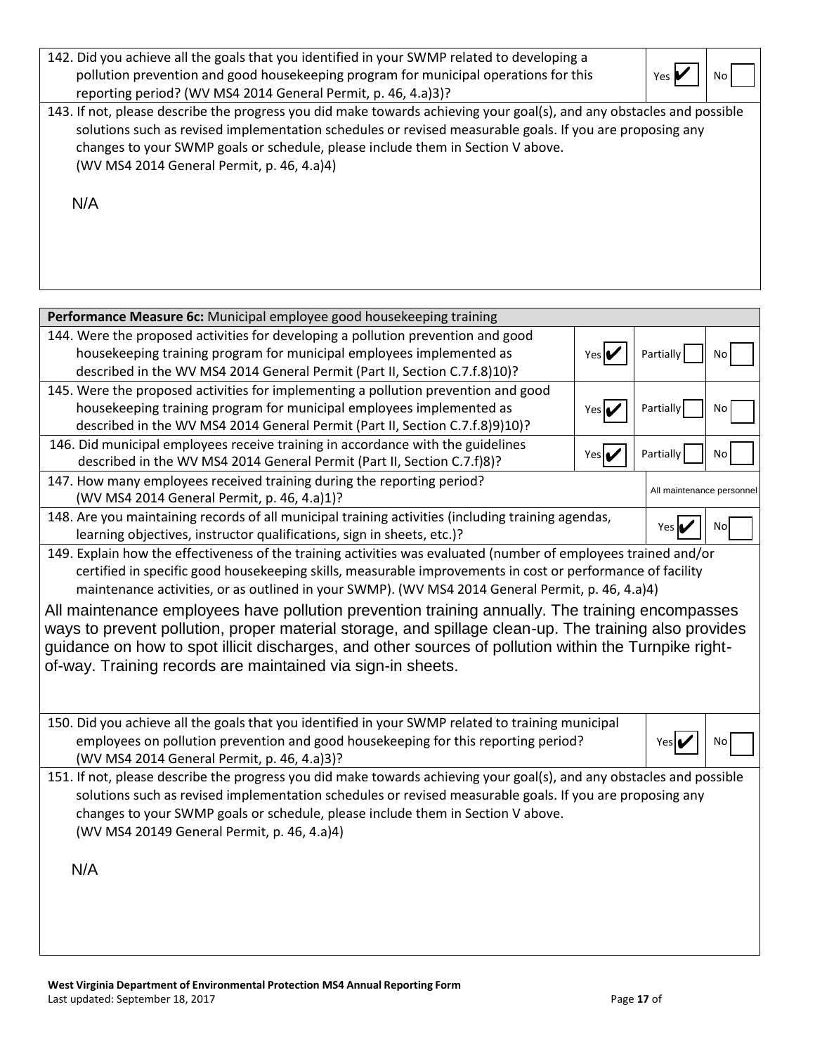| | | |
|---|---|---|
| 142. Did you achieve all the goals that you identified in your SWMP related to developing a pollution prevention and good housekeeping program for municipal operations for this reporting period? (WV MS4 2014 General Permit, p. 46, 4.a)3)? | Yes ✔ | No ☐ |

143. If not, please describe the progress you did make towards achieving your goal(s), and any obstacles and possible solutions such as revised implementation schedules or revised measurable goals. If you are proposing any changes to your SWMP goals or schedule, please include them in Section V above. (WV MS4 2014 General Permit, p. 46, 4.a)4)

N/A

| **Performance Measure 6c:** Municipal employee good housekeeping training | | | |
|---|---|---|---|
| 144. Were the proposed activities for developing a pollution prevention and good housekeeping training program for municipal employees implemented as described in the WV MS4 2014 General Permit (Part II, Section C.7.f.8)10)? | Yes ✔ | Partially ☐ | No ☐ |
| 145. Were the proposed activities for implementing a pollution prevention and good housekeeping training program for municipal employees implemented as described in the WV MS4 2014 General Permit (Part II, Section C.7.f.8)9)10)? | Yes ✔ | Partially ☐ | No ☐ |
| 146. Did municipal employees receive training in accordance with the guidelines described in the WV MS4 2014 General Permit (Part II, Section C.7.f)8)? | Yes ✔ | Partially ☐ | No ☐ |
| 147. How many employees received training during the reporting period? (WV MS4 2014 General Permit, p. 46, 4.a)1)? | All maintenance personnel | | |
| 148. Are you maintaining records of all municipal training activities (including training agendas, learning objectives, instructor qualifications, sign in sheets, etc.)? | Yes ✔ | No ☐ | |

149. Explain how the effectiveness of the training activities was evaluated (number of employees trained and/or certified in specific good housekeeping skills, measurable improvements in cost or performance of facility maintenance activities, or as outlined in your SWMP). (WV MS4 2014 General Permit, p. 46, 4.a)4)

All maintenance employees have pollution prevention training annually. The training encompasses ways to prevent pollution, proper material storage, and spillage clean-up. The training also provides guidance on how to spot illicit discharges, and other sources of pollution within the Turnpike right-of-way. Training records are maintained via sign-in sheets.

| | | |
|---|---|---|
| 150. Did you achieve all the goals that you identified in your SWMP related to training municipal employees on pollution prevention and good housekeeping for this reporting period? (WV MS4 2014 General Permit, p. 46, 4.a)3)? | Yes ✔ | No ☐ |

151. If not, please describe the progress you did make towards achieving your goal(s), and any obstacles and possible solutions such as revised implementation schedules or revised measurable goals. If you are proposing any changes to your SWMP goals or schedule, please include them in Section V above. (WV MS4 20149 General Permit, p. 46, 4.a)4)

N/A

**West Virginia Department of Environmental Protection MS4 Annual Reporting Form**
Last updated: September 18, 2017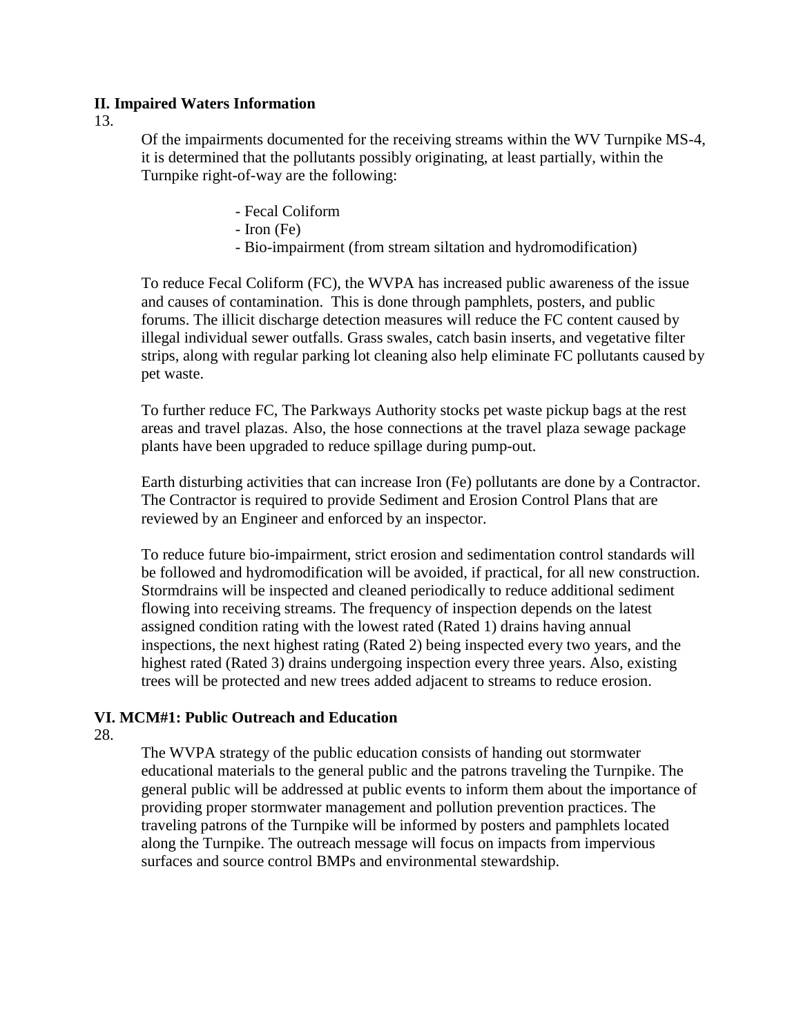## II. Impaired Waters Information

13.

Of the impairments documented for the receiving streams within the WV Turnpike MS-4, it is determined that the pollutants possibly originating, at least partially, within the Turnpike right-of-way are the following:

- Fecal Coliform
- Iron (Fe)
- Bio-impairment (from stream siltation and hydromodification)

To reduce Fecal Coliform (FC), the WVPA has increased public awareness of the issue and causes of contamination. This is done through pamphlets, posters, and public forums. The illicit discharge detection measures will reduce the FC content caused by illegal individual sewer outfalls. Grass swales, catch basin inserts, and vegetative filter strips, along with regular parking lot cleaning also help eliminate FC pollutants caused by pet waste.

To further reduce FC, The Parkways Authority stocks pet waste pickup bags at the rest areas and travel plazas. Also, the hose connections at the travel plaza sewage package plants have been upgraded to reduce spillage during pump-out.

Earth disturbing activities that can increase Iron (Fe) pollutants are done by a Contractor. The Contractor is required to provide Sediment and Erosion Control Plans that are reviewed by an Engineer and enforced by an inspector.

To reduce future bio-impairment, strict erosion and sedimentation control standards will be followed and hydromodification will be avoided, if practical, for all new construction. Stormdrains will be inspected and cleaned periodically to reduce additional sediment flowing into receiving streams. The frequency of inspection depends on the latest assigned condition rating with the lowest rated (Rated 1) drains having annual inspections, the next highest rating (Rated 2) being inspected every two years, and the highest rated (Rated 3) drains undergoing inspection every three years. Also, existing trees will be protected and new trees added adjacent to streams to reduce erosion.

## VI. MCM#1: Public Outreach and Education

28.

The WVPA strategy of the public education consists of handing out stormwater educational materials to the general public and the patrons traveling the Turnpike. The general public will be addressed at public events to inform them about the importance of providing proper stormwater management and pollution prevention practices. The traveling patrons of the Turnpike will be informed by posters and pamphlets located along the Turnpike. The outreach message will focus on impacts from impervious surfaces and source control BMPs and environmental stewardship.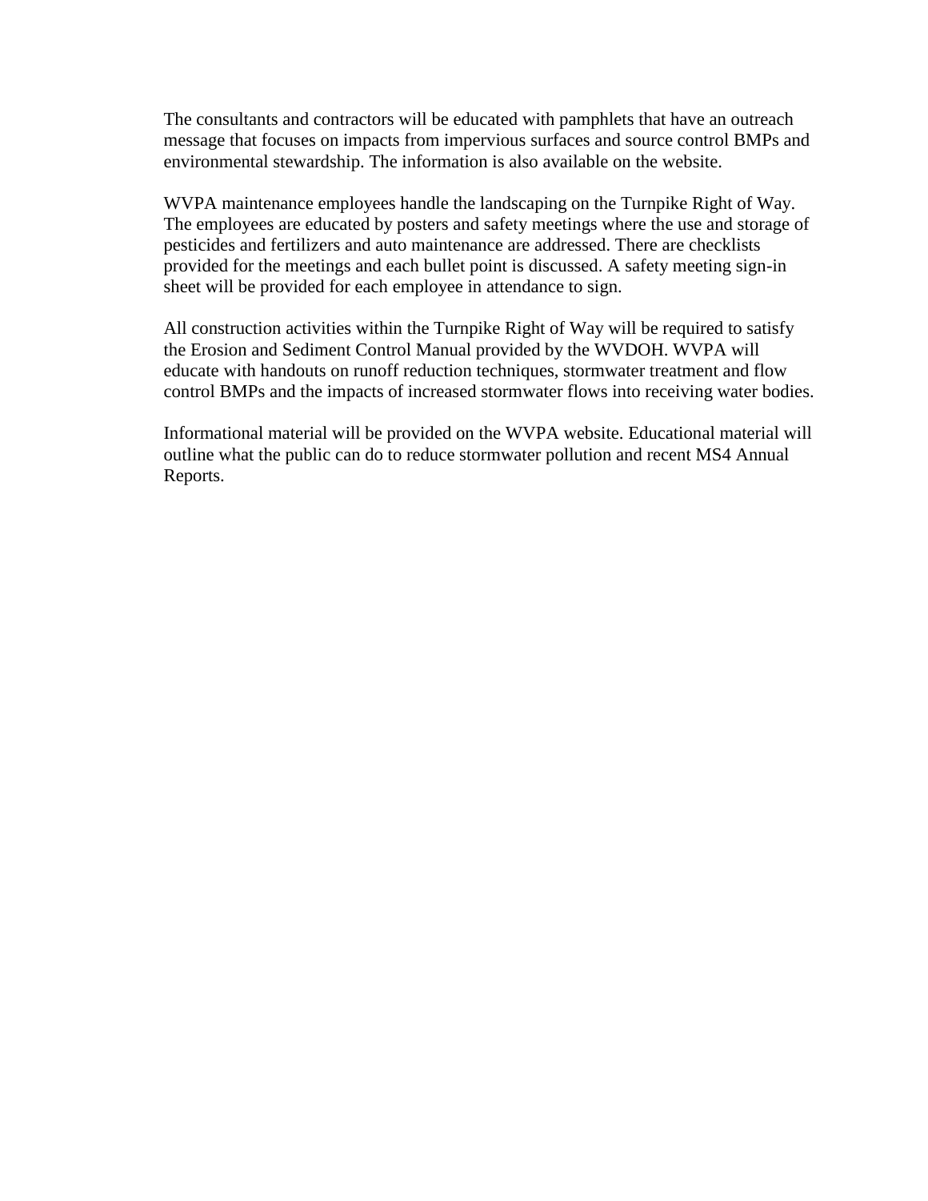The consultants and contractors will be educated with pamphlets that have an outreach message that focuses on impacts from impervious surfaces and source control BMPs and environmental stewardship. The information is also available on the website.

WVPA maintenance employees handle the landscaping on the Turnpike Right of Way. The employees are educated by posters and safety meetings where the use and storage of pesticides and fertilizers and auto maintenance are addressed. There are checklists provided for the meetings and each bullet point is discussed. A safety meeting sign-in sheet will be provided for each employee in attendance to sign.

All construction activities within the Turnpike Right of Way will be required to satisfy the Erosion and Sediment Control Manual provided by the WVDOH. WVPA will educate with handouts on runoff reduction techniques, stormwater treatment and flow control BMPs and the impacts of increased stormwater flows into receiving water bodies.

Informational material will be provided on the WVPA website. Educational material will outline what the public can do to reduce stormwater pollution and recent MS4 Annual Reports.